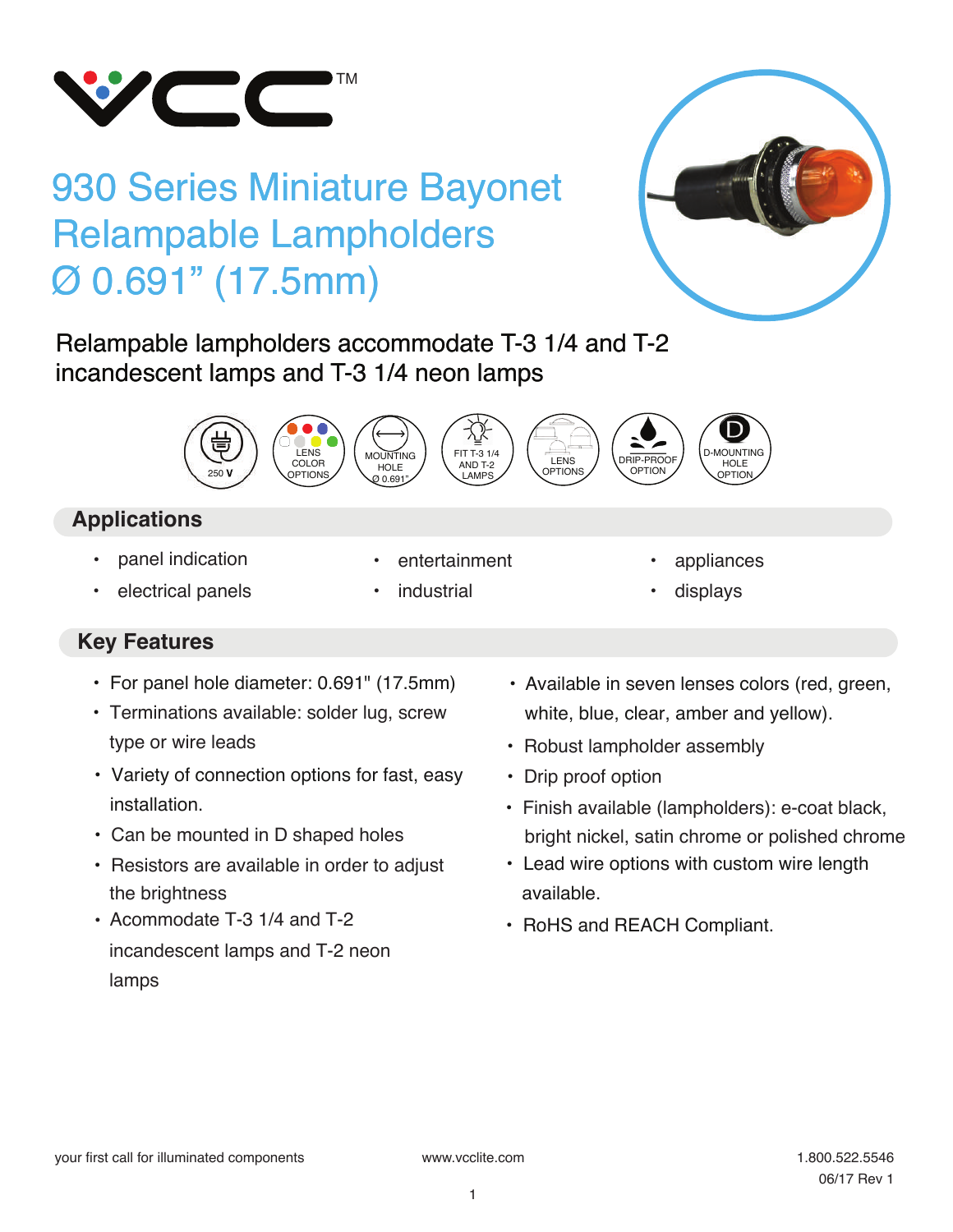VCC™

# 930 Series Miniature Bayonet Relampable Lampholders Ø 0.691" (17.5mm)

Relampable lampholders accommodate T-3 1/4 and T-2 incandescent lamps and T-3 1/4 neon lamps

250 V | LENS COLOR OPTIONS | MOUNTING HOLE Ø 0.691" | FIT T-3 1/4 AND T-2 LAMPS | LENS OPTIONS | DRIP-PROOF OPTION | D-MOUNTING HOLE OPTION

## Applications

- panel indication
- electrical panels
- entertainment
- industrial
- appliances
- displays

## Key Features

- For panel hole diameter: 0.691" (17.5mm)
- Terminations available: solder lug, screw type or wire leads
- Variety of connection options for fast, easy installation.
- Can be mounted in D shaped holes
- Resistors are available in order to adjust the brightness
- Acommodate T-3 1/4 and T-2 incandescent lamps and T-2 neon lamps
- Available in seven lenses colors (red, green, white, blue, clear, amber and yellow).
- Robust lampholder assembly
- Drip proof option
- Finish available (lampholders): e-coat black, bright nickel, satin chrome or polished chrome
- Lead wire options with custom wire length available.
- RoHS and REACH Compliant.

your first call for illuminated components www.vcclite.com 1.800.522.5546

06/17 Rev 1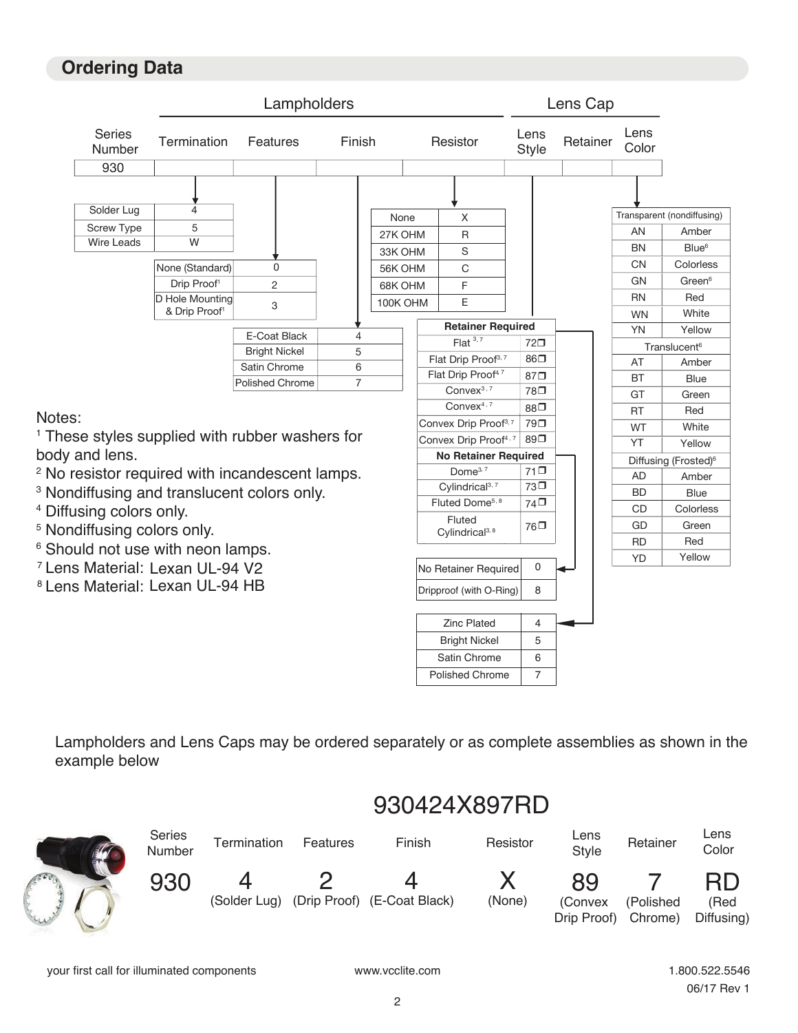## Ordering Data

| Lampholders | | | | | Lens Cap | | |
|---|---|---|---|---|---|---|---|
| Series Number | Termination | Features | Finish | Resistor | Lens Style | Retainer | Lens Color |
| 930 | | | | | | | |

**Termination**

| Termination | Code |
|---|---|
| Solder Lug | 4 |
| Screw Type | 5 |
| Wire Leads | W |

**Features**

| Features | Code |
|---|---|
| None (Standard) | 0 |
| Drip Proof[1] | 2 |
| D Hole Mounting & Drip Proof[1] | 3 |

**Finish**

| Finish | Code |
|---|---|
| E-Coat Black | 4 |
| Bright Nickel | 5 |
| Satin Chrome | 6 |
| Polished Chrome | 7 |

**Resistor**

| Resistor | Code |
|---|---|
| None | X |
| 27K OHM | R |
| 33K OHM | S |
| 56K OHM | C |
| 68K OHM | F |
| 100K OHM | E |

**Lens Style**

| Retainer Required | |
|---|---|
| Flat[3,7] | 72❐ |
| Flat Drip Proof[3,7] | 86❐ |
| Flat Drip Proof[4,7] | 87❐ |
| Convex[3,7] | 78❐ |
| Convex[4,7] | 88❐ |
| Convex Drip Proof[3,7] | 79❐ |
| Convex Drip Proof[4,7] | 89❐ |
| **No Retainer Required** | |
| Dome[3,7] | 71❐ |
| Cylindrical[3,7] | 73❐ |
| Fluted Dome[5,8] | 74❐ |
| Fluted Cylindrical[3,8] | 76❐ |

**Retainer**

| Retainer | Code |
|---|---|
| No Retainer Required | 0 |
| Dripproof (with O-Ring) | 8 |

| Retainer | Code |
|---|---|
| Zinc Plated | 4 |
| Bright Nickel | 5 |
| Satin Chrome | 6 |
| Polished Chrome | 7 |

**Lens Color**

| Code | Color |
|---|---|
| **Transparent (nondiffusing)** | |
| AN | Amber |
| BN | Blue[6] |
| CN | Colorless |
| GN | Green[6] |
| RN | Red |
| WN | White |
| YN | Yellow |
| **Translucent[6]** | |
| AT | Amber |
| BT | Blue |
| GT | Green |
| RT | Red |
| WT | White |
| YT | Yellow |
| **Diffusing (Frosted)[6]** | |
| AD | Amber |
| BD | Blue |
| CD | Colorless |
| GD | Green |
| RD | Red |
| YD | Yellow |

Notes:
[1] These styles supplied with rubber washers for body and lens.
[2] No resistor required with incandescent lamps.
[3] Nondiffusing and translucent colors only.
[4] Diffusing colors only.
[5] Nondiffusing colors only.
[6] Should not use with neon lamps.
[7] Lens Material: Lexan UL-94 V2
[8] Lens Material: Lexan UL-94 HB

Lampholders and Lens Caps may be ordered separately or as complete assemblies as shown in the example below

**930424X897RD**

| Series Number | Termination | Features | Finish | Resistor | Lens Style | Retainer | Lens Color |
|---|---|---|---|---|---|---|---|
| 930 | 4 (Solder Lug) | 2 (Drip Proof) | 4 (E-Coat Black) | X (None) | 89 (Convex Drip Proof) | 7 (Polished Chrome) | RD (Red Diffusing) |

your first call for illuminated components    www.vcclite.com    1.800.522.5546

06/17 Rev 1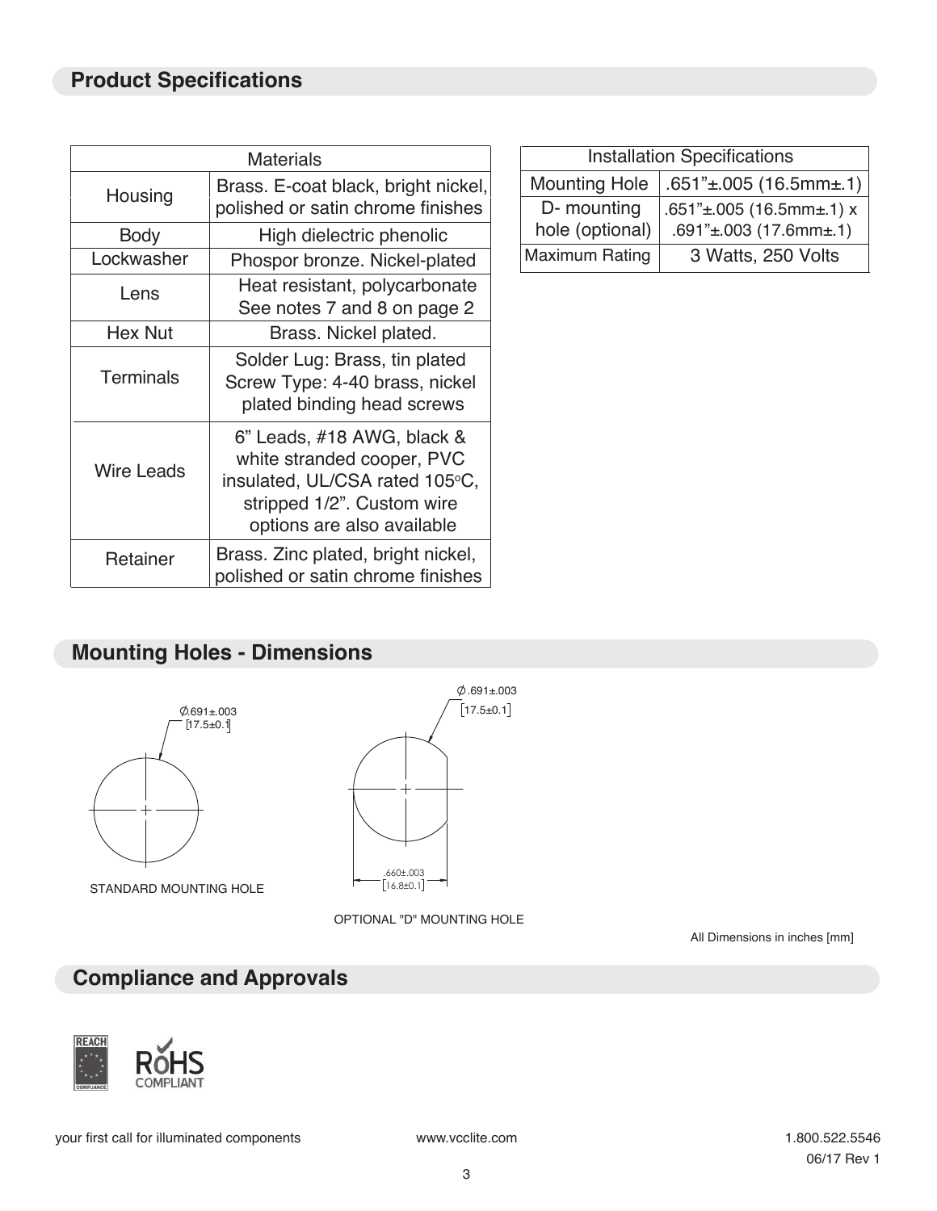## Product Specifications

| Materials | |
|---|---|
| Housing | Brass. E-coat black, bright nickel, polished or satin chrome finishes |
| Body | High dielectric phenolic |
| Lockwasher | Phospor bronze. Nickel-plated |
| Lens | Heat resistant, polycarbonate See notes 7 and 8 on page 2 |
| Hex Nut | Brass. Nickel plated. |
| Terminals | Solder Lug: Brass, tin plated Screw Type: 4-40 brass, nickel plated binding head screws |
| Wire Leads | 6" Leads, #18 AWG, black & white stranded cooper, PVC insulated, UL/CSA rated 105°C, stripped 1/2". Custom wire options are also available |
| Retainer | Brass. Zinc plated, bright nickel, polished or satin chrome finishes |

| Installation Specifications | |
|---|---|
| Mounting Hole | .651"±.005 (16.5mm±.1) |
| D- mounting hole (optional) | .651"±.005 (16.5mm±.1) x .691"±.003 (17.6mm±.1) |
| Maximum Rating | 3 Watts, 250 Volts |

## Mounting Holes - Dimensions

Ø.691±.003 [17.5±0.1]

STANDARD MOUNTING HOLE

Ø.691±.003 [17.5±0.1]

.660±.003 [16.8±0.1]

OPTIONAL "D" MOUNTING HOLE

All Dimensions in inches [mm]

## Compliance and Approvals

REACH COMPLIANCE

RoHS COMPLIANT

your first call for illuminated components www.vcclite.com 1.800.522.5546

06/17 Rev 1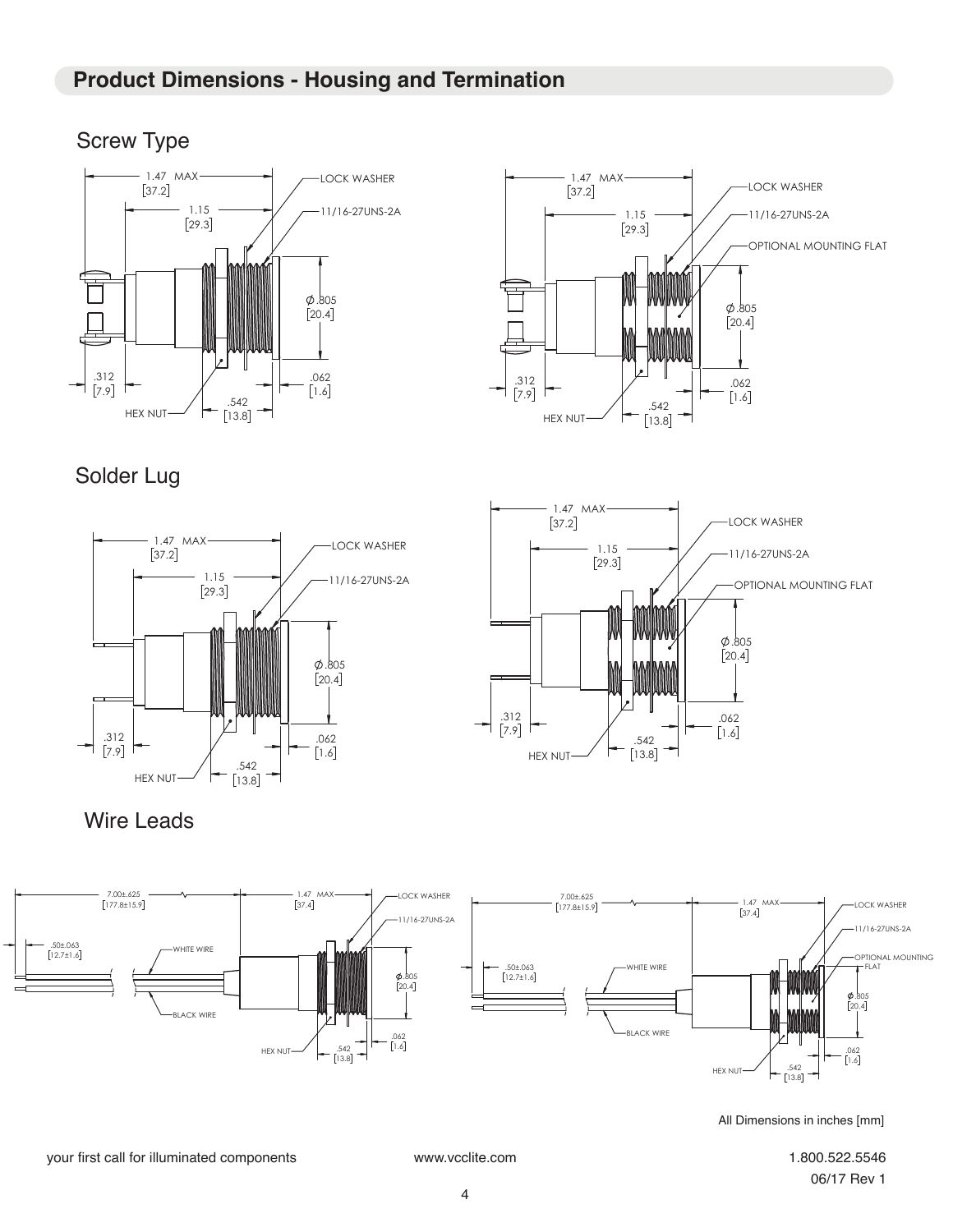## Product Dimensions - Housing and Termination

### Screw Type

1.47 MAX [37.2]
1.15 [29.3]
LOCK WASHER
11/16-27UNS-2A
OPTIONAL MOUNTING FLAT
Ø .805 [20.4]
.312 [7.9]
.062 [1.6]
.542 [13.8]
HEX NUT

### Solder Lug

1.47 MAX [37.2]
1.15 [29.3]
LOCK WASHER
11/16-27UNS-2A
OPTIONAL MOUNTING FLAT
Ø .805 [20.4]
.312 [7.9]
.062 [1.6]
.542 [13.8]
HEX NUT

### Wire Leads

7.00±.625 [177.8±15.9]
1.47 MAX [37.4]
.50±.063 [12.7±1.6]
WHITE WIRE
BLACK WIRE
LOCK WASHER
11/16-27UNS-2A
OPTIONAL MOUNTING FLAT
Ø .805 [20.4]
.062 [1.6]
.542 [13.8]
HEX NUT

All Dimensions in inches [mm]

your first call for illuminated components    www.vcclite.com    1.800.522.5546

06/17 Rev 1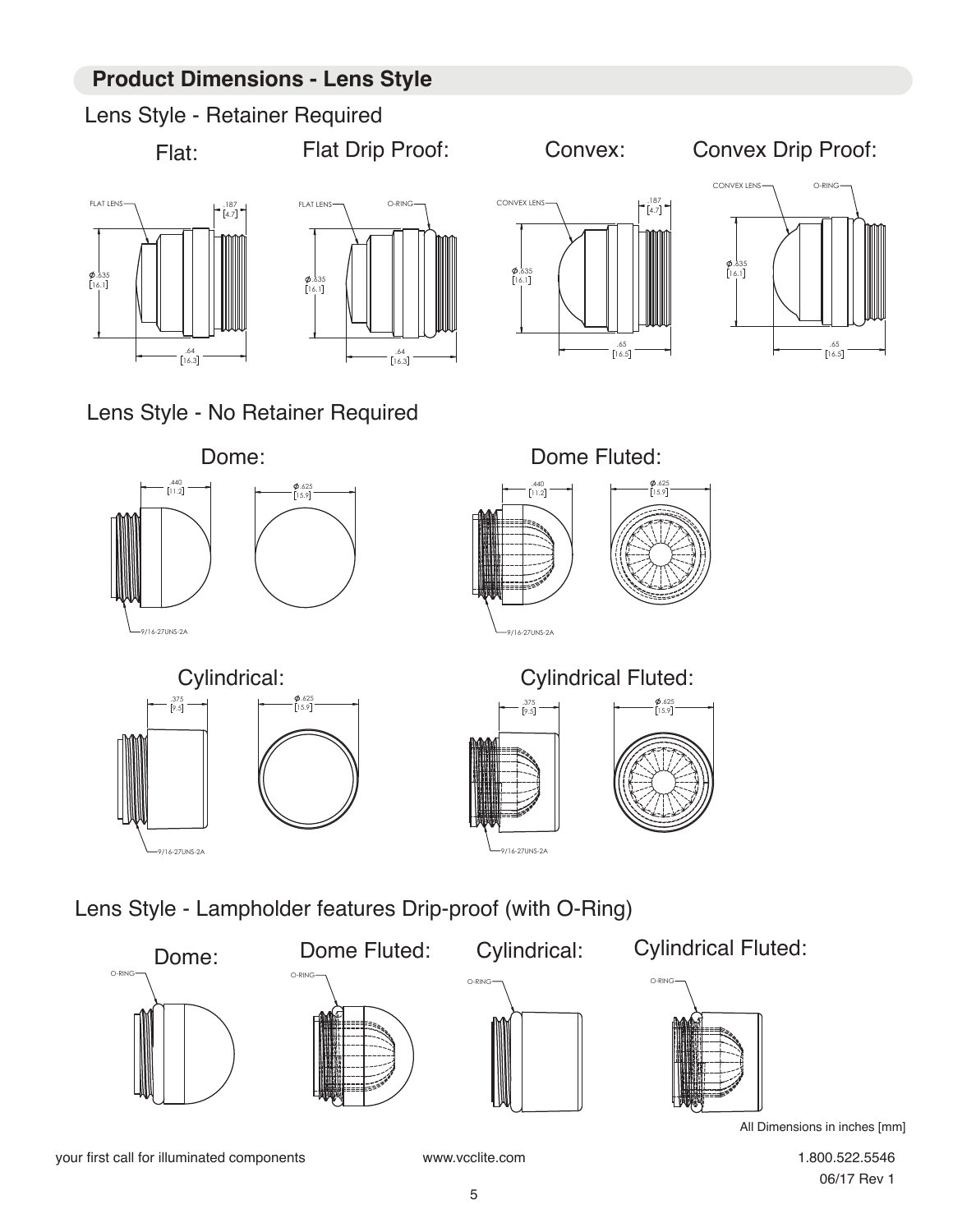## Product Dimensions - Lens Style

### Lens Style - Retainer Required

Flat:

FLAT LENS
.187
[4.7]
ϕ.635
[16.1]
.64
[16.3]

Flat Drip Proof:

FLAT LENS
O-RING
ϕ.635
[16.1]
.64
[16.3]

Convex:

CONVEX LENS
.187
[4.7]
ϕ.635
[16.1]
.65
[16.5]

Convex Drip Proof:

CONVEX LENS
O-RING
ϕ.635
[16.1]
.65
[16.5]

### Lens Style - No Retainer Required

Dome:

.440
[11.2]
ϕ.625
[15.9]
9/16-27UNS-2A

Dome Fluted:

.440
[11.2]
ϕ.625
[15.9]
9/16-27UNS-2A

Cylindrical:

.375
[9.5]
ϕ.625
[15.9]
9/16-27UNS-2A

Cylindrical Fluted:

.375
[9.5]
ϕ.625
[15.9]
9/16-27UNS-2A

### Lens Style - Lampholder features Drip-proof (with O-Ring)

Dome:

O-RING

Dome Fluted:

O-RING

Cylindrical:

O-RING

Cylindrical Fluted:

O-RING

All Dimensions in inches [mm]

your first call for illuminated components www.vcclite.com 1.800.522.5546

06/17 Rev 1